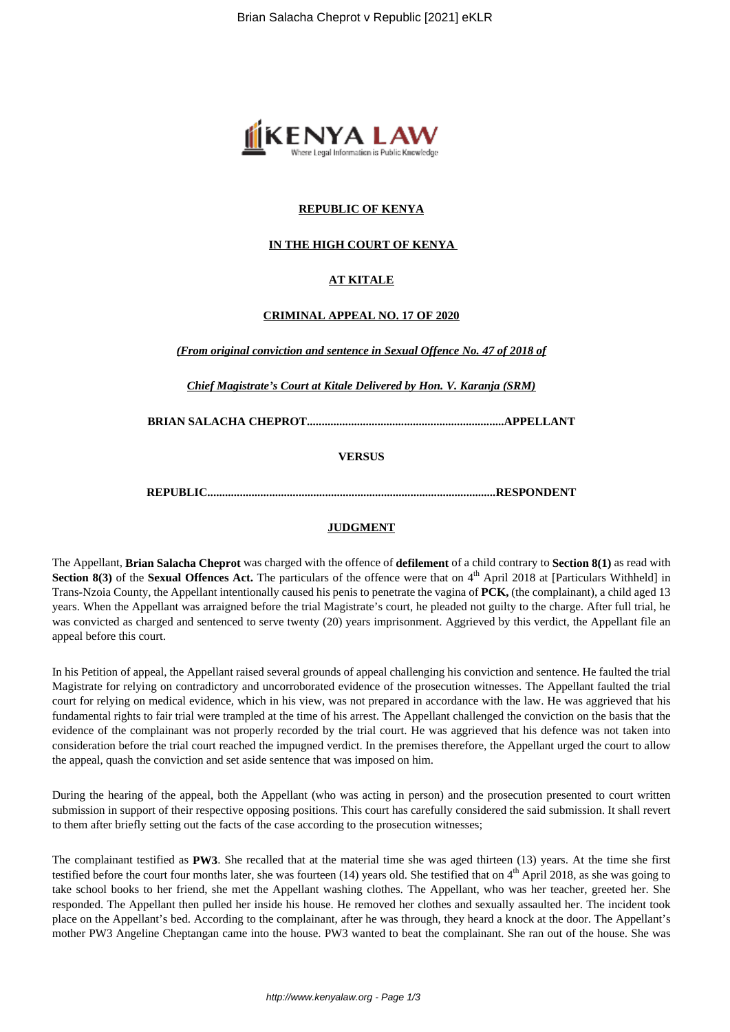**REPUBLIC OF KENYA**

**IN THE HIGH COURT OF KENYA**

**AT KITALE**

**CRIMINAL APPEAL NO. 17 OF 2020**

*(From original conviction and sentence in Sexual Offence No. 47 of 2018 of*

*Chief Magistrate's Court at Kitale Delivered by Hon. V. Karanja (SRM)*

**BRIAN SALACHA CHEPROT...................................................................APPELLANT**

**VERSUS**

**REPUBLIC..................................................................................................RESPONDENT**

**JUDGMENT**

The Appellant, **Brian Salacha Cheprot** was charged with the offence of **defilement** of a child contrary to **Section 8(1)** as read with **Section 8(3)** of the **Sexual Offences Act.** The particulars of the offence were that on 4th April 2018 at [Particulars Withheld] in Trans-Nzoia County, the Appellant intentionally caused his penis to penetrate the vagina of **PCK,** (the complainant), a child aged 13 years. When the Appellant was arraigned before the trial Magistrate's court, he pleaded not guilty to the charge. After full trial, he was convicted as charged and sentenced to serve twenty (20) years imprisonment. Aggrieved by this verdict, the Appellant file an appeal before this court.

In his Petition of appeal, the Appellant raised several grounds of appeal challenging his conviction and sentence. He faulted the trial Magistrate for relying on contradictory and uncorroborated evidence of the prosecution witnesses. The Appellant faulted the trial court for relying on medical evidence, which in his view, was not prepared in accordance with the law. He was aggrieved that his fundamental rights to fair trial were trampled at the time of his arrest. The Appellant challenged the conviction on the basis that the evidence of the complainant was not properly recorded by the trial court. He was aggrieved that his defence was not taken into consideration before the trial court reached the impugned verdict. In the premises therefore, the Appellant urged the court to allow the appeal, quash the conviction and set aside sentence that was imposed on him.

During the hearing of the appeal, both the Appellant (who was acting in person) and the prosecution presented to court written submission in support of their respective opposing positions. This court has carefully considered the said submission. It shall revert to them after briefly setting out the facts of the case according to the prosecution witnesses;

The complainant testified as **PW3**. She recalled that at the material time she was aged thirteen (13) years. At the time she first testified before the court four months later, she was fourteen (14) years old. She testified that on 4th April 2018, as she was going to take school books to her friend, she met the Appellant washing clothes. The Appellant, who was her teacher, greeted her. She responded. The Appellant then pulled her inside his house. He removed her clothes and sexually assaulted her. The incident took place on the Appellant's bed. According to the complainant, after he was through, they heard a knock at the door. The Appellant's mother PW3 Angeline Cheptangan came into the house. PW3 wanted to beat the complainant. She ran out of the house. She was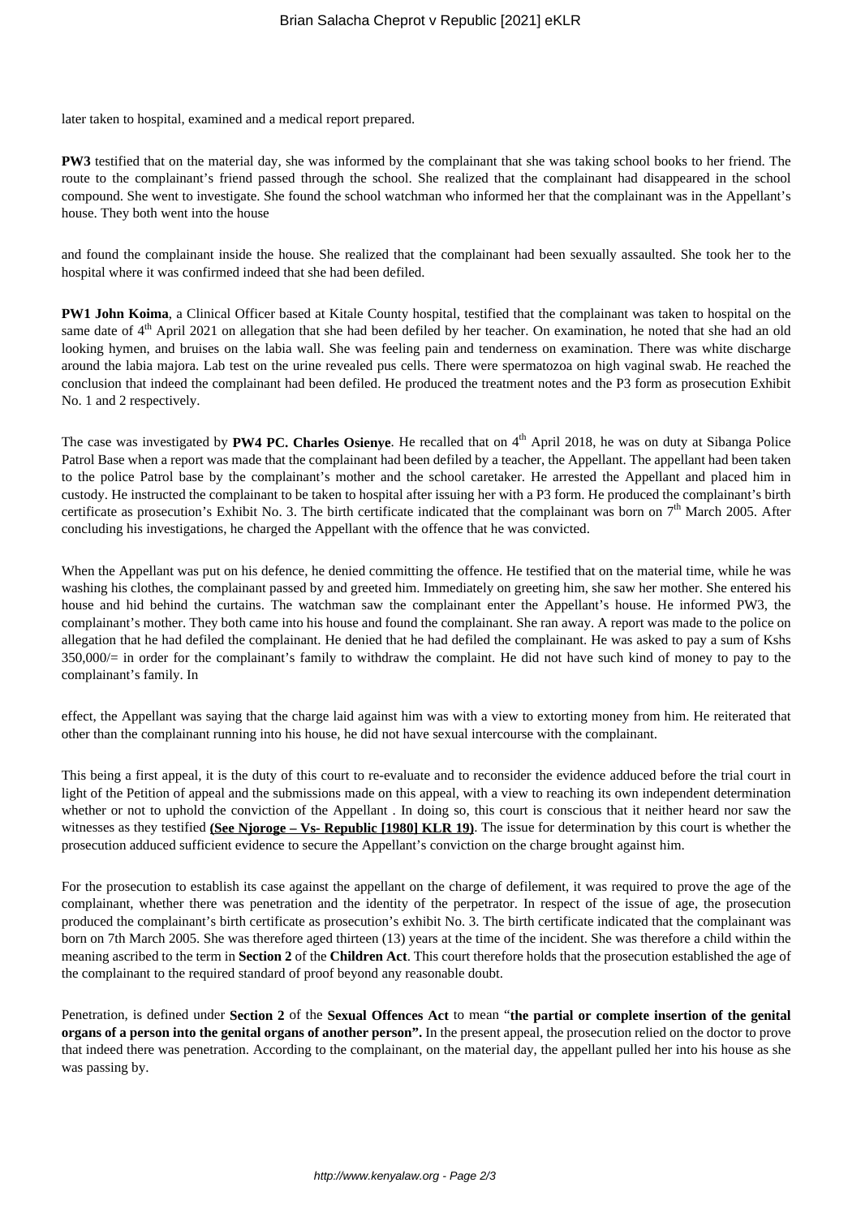later taken to hospital, examined and a medical report prepared.

**PW3** testified that on the material day, she was informed by the complainant that she was taking school books to her friend. The route to the complainant's friend passed through the school. She realized that the complainant had disappeared in the school compound. She went to investigate. She found the school watchman who informed her that the complainant was in the Appellant's house. They both went into the house

and found the complainant inside the house. She realized that the complainant had been sexually assaulted. She took her to the hospital where it was confirmed indeed that she had been defiled.

**PW1 John Koima**, a Clinical Officer based at Kitale County hospital, testified that the complainant was taken to hospital on the same date of 4th April 2021 on allegation that she had been defiled by her teacher. On examination, he noted that she had an old looking hymen, and bruises on the labia wall. She was feeling pain and tenderness on examination. There was white discharge around the labia majora. Lab test on the urine revealed pus cells. There were spermatozoa on high vaginal swab. He reached the conclusion that indeed the complainant had been defiled. He produced the treatment notes and the P3 form as prosecution Exhibit No. 1 and 2 respectively.

The case was investigated by **PW4 PC. Charles Osienye**. He recalled that on 4th April 2018, he was on duty at Sibanga Police Patrol Base when a report was made that the complainant had been defiled by a teacher, the Appellant. The appellant had been taken to the police Patrol base by the complainant's mother and the school caretaker. He arrested the Appellant and placed him in custody. He instructed the complainant to be taken to hospital after issuing her with a P3 form. He produced the complainant's birth certificate as prosecution's Exhibit No. 3. The birth certificate indicated that the complainant was born on 7th March 2005. After concluding his investigations, he charged the Appellant with the offence that he was convicted.

When the Appellant was put on his defence, he denied committing the offence. He testified that on the material time, while he was washing his clothes, the complainant passed by and greeted him. Immediately on greeting him, she saw her mother. She entered his house and hid behind the curtains. The watchman saw the complainant enter the Appellant's house. He informed PW3, the complainant's mother. They both came into his house and found the complainant. She ran away. A report was made to the police on allegation that he had defiled the complainant. He denied that he had defiled the complainant. He was asked to pay a sum of Kshs 350,000/= in order for the complainant's family to withdraw the complaint. He did not have such kind of money to pay to the complainant's family. In

effect, the Appellant was saying that the charge laid against him was with a view to extorting money from him. He reiterated that other than the complainant running into his house, he did not have sexual intercourse with the complainant.

This being a first appeal, it is the duty of this court to re-evaluate and to reconsider the evidence adduced before the trial court in light of the Petition of appeal and the submissions made on this appeal, with a view to reaching its own independent determination whether or not to uphold the conviction of the Appellant . In doing so, this court is conscious that it neither heard nor saw the witnesses as they testified **(See Njoroge – Vs- Republic [1980] KLR 19)**. The issue for determination by this court is whether the prosecution adduced sufficient evidence to secure the Appellant's conviction on the charge brought against him.

For the prosecution to establish its case against the appellant on the charge of defilement, it was required to prove the age of the complainant, whether there was penetration and the identity of the perpetrator. In respect of the issue of age, the prosecution produced the complainant's birth certificate as prosecution's exhibit No. 3. The birth certificate indicated that the complainant was born on 7th March 2005. She was therefore aged thirteen (13) years at the time of the incident. She was therefore a child within the meaning ascribed to the term in **Section 2** of the **Children Act**. This court therefore holds that the prosecution established the age of the complainant to the required standard of proof beyond any reasonable doubt.

Penetration, is defined under **Section 2** of the **Sexual Offences Act** to mean "**the partial or complete insertion of the genital organs of a person into the genital organs of another person".** In the present appeal, the prosecution relied on the doctor to prove that indeed there was penetration. According to the complainant, on the material day, the appellant pulled her into his house as she was passing by.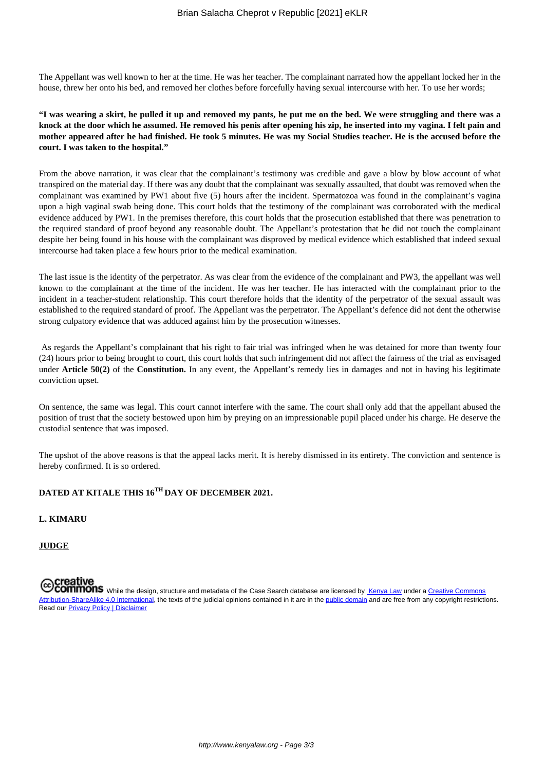The Appellant was well known to her at the time. He was her teacher. The complainant narrated how the appellant locked her in the house, threw her onto his bed, and removed her clothes before forcefully having sexual intercourse with her. To use her words;

**"I was wearing a skirt, he pulled it up and removed my pants, he put me on the bed. We were struggling and there was a knock at the door which he assumed. He removed his penis after opening his zip, he inserted into my vagina. I felt pain and mother appeared after he had finished. He took 5 minutes. He was my Social Studies teacher. He is the accused before the court. I was taken to the hospital."**

From the above narration, it was clear that the complainant's testimony was credible and gave a blow by blow account of what transpired on the material day. If there was any doubt that the complainant was sexually assaulted, that doubt was removed when the complainant was examined by PW1 about five (5) hours after the incident. Spermatozoa was found in the complainant's vagina upon a high vaginal swab being done. This court holds that the testimony of the complainant was corroborated with the medical evidence adduced by PW1. In the premises therefore, this court holds that the prosecution established that there was penetration to the required standard of proof beyond any reasonable doubt. The Appellant's protestation that he did not touch the complainant despite her being found in his house with the complainant was disproved by medical evidence which established that indeed sexual intercourse had taken place a few hours prior to the medical examination.

The last issue is the identity of the perpetrator. As was clear from the evidence of the complainant and PW3, the appellant was well known to the complainant at the time of the incident. He was her teacher. He has interacted with the complainant prior to the incident in a teacher-student relationship. This court therefore holds that the identity of the perpetrator of the sexual assault was established to the required standard of proof. The Appellant was the perpetrator. The Appellant's defence did not dent the otherwise strong culpatory evidence that was adduced against him by the prosecution witnesses.

As regards the Appellant's complainant that his right to fair trial was infringed when he was detained for more than twenty four (24) hours prior to being brought to court, this court holds that such infringement did not affect the fairness of the trial as envisaged under **Article 50(2)** of the **Constitution.** In any event, the Appellant's remedy lies in damages and not in having his legitimate conviction upset.

On sentence, the same was legal. This court cannot interfere with the same. The court shall only add that the appellant abused the position of trust that the society bestowed upon him by preying on an impressionable pupil placed under his charge. He deserve the custodial sentence that was imposed.

The upshot of the above reasons is that the appeal lacks merit. It is hereby dismissed in its entirety. The conviction and sentence is hereby confirmed. It is so ordered.

**DATED AT KITALE THIS 16TH DAY OF DECEMBER 2021.**

**L. KIMARU**

**JUDGE**

While the design, structure and metadata of the Case Search database are licensed by Kenya Law under a Creative Commons Attribution-ShareAlike 4.0 International, the texts of the judicial opinions contained in it are in the public domain and are free from any copyright restrictions. Read our Privacy Policy | Disclaimer